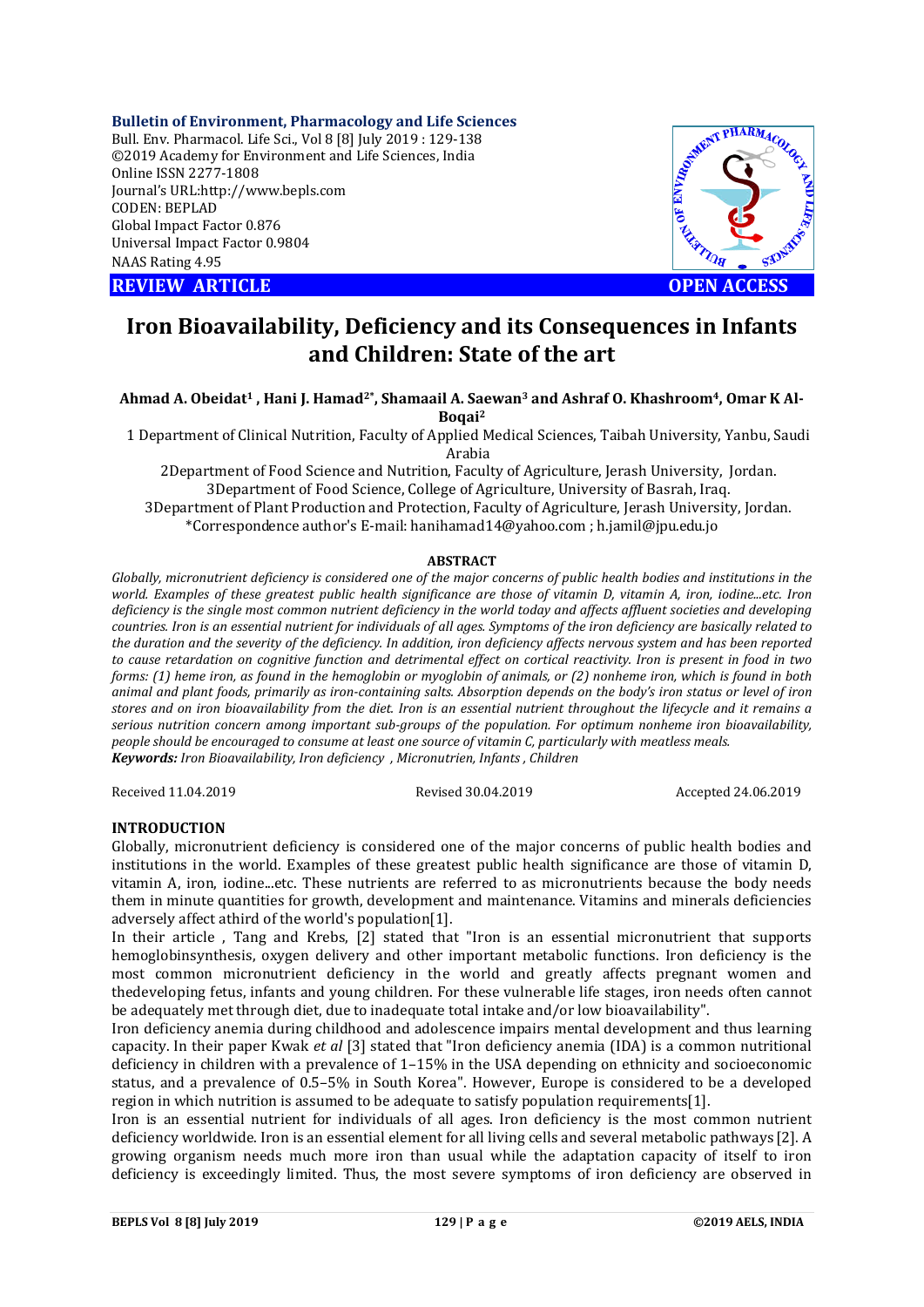**Bulletin of Environment, Pharmacology and Life Sciences**
Bull. Env. Pharmacol. Life Sci., Vol 8 [8] July 2019 : 129-138
©2019 Academy for Environment and Life Sciences, India
Online ISSN 2277-1808
Journal's URL:http://www.bepls.com
CODEN: BEPLAD
Global Impact Factor 0.876
Universal Impact Factor 0.9804
NAAS Rating 4.95

**REVIEW ARTICLE** **OPEN ACCESS**

# Iron Bioavailability, Deficiency and its Consequences in Infants and Children: State of the art

**Ahmad A. Obeidat[1] , Hani J. Hamad[2*], Shamaail A. Saewan[3] and Ashraf O. Khashroom[4], Omar K Al-Boqai[2]**

1 Department of Clinical Nutrition, Faculty of Applied Medical Sciences, Taibah University, Yanbu, Saudi Arabia

2Department of Food Science and Nutrition, Faculty of Agriculture, Jerash University, Jordan.

3Department of Food Science, College of Agriculture, University of Basrah, Iraq.

3Department of Plant Production and Protection, Faculty of Agriculture, Jerash University, Jordan.

*Correspondence author's E-mail: hanihamad14@yahoo.com ; h.jamil@jpu.edu.jo

## ABSTRACT

*Globally, micronutrient deficiency is considered one of the major concerns of public health bodies and institutions in the world. Examples of these greatest public health significance are those of vitamin D, vitamin A, iron, iodine...etc. Iron deficiency is the single most common nutrient deficiency in the world today and affects affluent societies and developing countries. Iron is an essential nutrient for individuals of all ages. Symptoms of the iron deficiency are basically related to the duration and the severity of the deficiency. In addition, iron deficiency affects nervous system and has been reported to cause retardation on cognitive function and detrimental effect on cortical reactivity. Iron is present in food in two forms: (1) heme iron, as found in the hemoglobin or myoglobin of animals, or (2) nonheme iron, which is found in both animal and plant foods, primarily as iron-containing salts. Absorption depends on the body's iron status or level of iron stores and on iron bioavailability from the diet. Iron is an essential nutrient throughout the lifecycle and it remains a serious nutrition concern among important sub-groups of the population. For optimum nonheme iron bioavailability, people should be encouraged to consume at least one source of vitamin C, particularly with meatless meals.*

***Keywords:*** *Iron Bioavailability, Iron deficiency , Micronutrien, Infants , Children*

Received 11.04.2019 Revised 30.04.2019 Accepted 24.06.2019

## INTRODUCTION

Globally, micronutrient deficiency is considered one of the major concerns of public health bodies and institutions in the world. Examples of these greatest public health significance are those of vitamin D, vitamin A, iron, iodine...etc. These nutrients are referred to as micronutrients because the body needs them in minute quantities for growth, development and maintenance. Vitamins and minerals deficiencies adversely affect athird of the world's population[1].

In their article , Tang and Krebs, [2] stated that "Iron is an essential micronutrient that supports hemoglobinsynthesis, oxygen delivery and other important metabolic functions. Iron deficiency is the most common micronutrient deficiency in the world and greatly affects pregnant women and thedeveloping fetus, infants and young children. For these vulnerable life stages, iron needs often cannot be adequately met through diet, due to inadequate total intake and/or low bioavailability".

Iron deficiency anemia during childhood and adolescence impairs mental development and thus learning capacity. In their paper Kwak *et al* [3] stated that "Iron deficiency anemia (IDA) is a common nutritional deficiency in children with a prevalence of 1–15% in the USA depending on ethnicity and socioeconomic status, and a prevalence of 0.5–5% in South Korea". However, Europe is considered to be a developed region in which nutrition is assumed to be adequate to satisfy population requirements[1].

Iron is an essential nutrient for individuals of all ages. Iron deficiency is the most common nutrient deficiency worldwide. Iron is an essential element for all living cells and several metabolic pathways [2]. A growing organism needs much more iron than usual while the adaptation capacity of itself to iron deficiency is exceedingly limited. Thus, the most severe symptoms of iron deficiency are observed in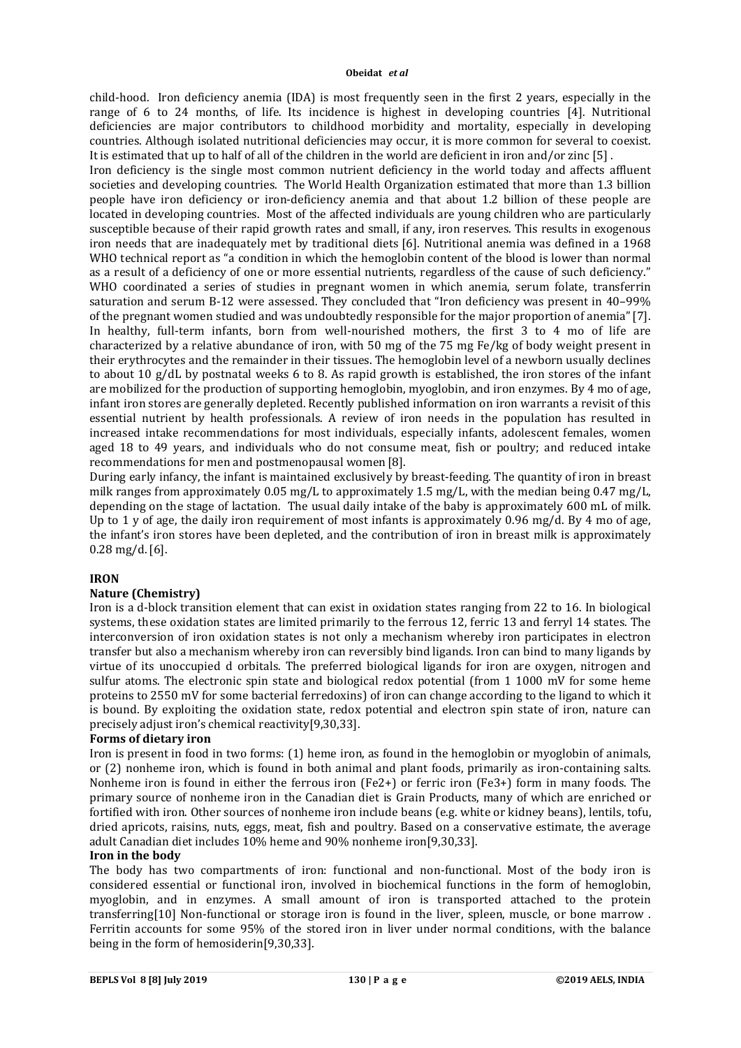child-hood. Iron deficiency anemia (IDA) is most frequently seen in the first 2 years, especially in the range of 6 to 24 months, of life. Its incidence is highest in developing countries [4]. Nutritional deficiencies are major contributors to childhood morbidity and mortality, especially in developing countries. Although isolated nutritional deficiencies may occur, it is more common for several to coexist. It is estimated that up to half of all of the children in the world are deficient in iron and/or zinc [5] .

Iron deficiency is the single most common nutrient deficiency in the world today and affects affluent societies and developing countries. The World Health Organization estimated that more than 1.3 billion people have iron deficiency or iron-deficiency anemia and that about 1.2 billion of these people are located in developing countries. Most of the affected individuals are young children who are particularly susceptible because of their rapid growth rates and small, if any, iron reserves. This results in exogenous iron needs that are inadequately met by traditional diets [6]. Nutritional anemia was defined in a 1968 WHO technical report as "a condition in which the hemoglobin content of the blood is lower than normal as a result of a deficiency of one or more essential nutrients, regardless of the cause of such deficiency." WHO coordinated a series of studies in pregnant women in which anemia, serum folate, transferrin saturation and serum B-12 were assessed. They concluded that "Iron deficiency was present in 40–99% of the pregnant women studied and was undoubtedly responsible for the major proportion of anemia" [7].

In healthy, full-term infants, born from well-nourished mothers, the first 3 to 4 mo of life are characterized by a relative abundance of iron, with 50 mg of the 75 mg Fe/kg of body weight present in their erythrocytes and the remainder in their tissues. The hemoglobin level of a newborn usually declines to about 10 g/dL by postnatal weeks 6 to 8. As rapid growth is established, the iron stores of the infant are mobilized for the production of supporting hemoglobin, myoglobin, and iron enzymes. By 4 mo of age, infant iron stores are generally depleted. Recently published information on iron warrants a revisit of this essential nutrient by health professionals. A review of iron needs in the population has resulted in increased intake recommendations for most individuals, especially infants, adolescent females, women aged 18 to 49 years, and individuals who do not consume meat, fish or poultry; and reduced intake recommendations for men and postmenopausal women [8].

During early infancy, the infant is maintained exclusively by breast-feeding. The quantity of iron in breast milk ranges from approximately 0.05 mg/L to approximately 1.5 mg/L, with the median being 0.47 mg/L, depending on the stage of lactation. The usual daily intake of the baby is approximately 600 mL of milk. Up to 1 y of age, the daily iron requirement of most infants is approximately 0.96 mg/d. By 4 mo of age, the infant's iron stores have been depleted, and the contribution of iron in breast milk is approximately 0.28 mg/d. [6].

## IRON

### Nature (Chemistry)

Iron is a d-block transition element that can exist in oxidation states ranging from 22 to 16. In biological systems, these oxidation states are limited primarily to the ferrous 12, ferric 13 and ferryl 14 states. The interconversion of iron oxidation states is not only a mechanism whereby iron participates in electron transfer but also a mechanism whereby iron can reversibly bind ligands. Iron can bind to many ligands by virtue of its unoccupied d orbitals. The preferred biological ligands for iron are oxygen, nitrogen and sulfur atoms. The electronic spin state and biological redox potential (from 1 1000 mV for some heme proteins to 2550 mV for some bacterial ferredoxins) of iron can change according to the ligand to which it is bound. By exploiting the oxidation state, redox potential and electron spin state of iron, nature can precisely adjust iron's chemical reactivity[9,30,33].

### Forms of dietary iron

Iron is present in food in two forms: (1) heme iron, as found in the hemoglobin or myoglobin of animals, or (2) nonheme iron, which is found in both animal and plant foods, primarily as iron-containing salts. Nonheme iron is found in either the ferrous iron ($Fe^{2+}$) or ferric iron ($Fe^{3+}$) form in many foods. The primary source of nonheme iron in the Canadian diet is Grain Products, many of which are enriched or fortified with iron. Other sources of nonheme iron include beans (e.g. white or kidney beans), lentils, tofu, dried apricots, raisins, nuts, eggs, meat, fish and poultry. Based on a conservative estimate, the average adult Canadian diet includes 10% heme and 90% nonheme iron[9,30,33].

### Iron in the body

The body has two compartments of iron: functional and non-functional. Most of the body iron is considered essential or functional iron, involved in biochemical functions in the form of hemoglobin, myoglobin, and in enzymes. A small amount of iron is transported attached to the protein transferring[10] Non-functional or storage iron is found in the liver, spleen, muscle, or bone marrow . Ferritin accounts for some 95% of the stored iron in liver under normal conditions, with the balance being in the form of hemosiderin[9,30,33].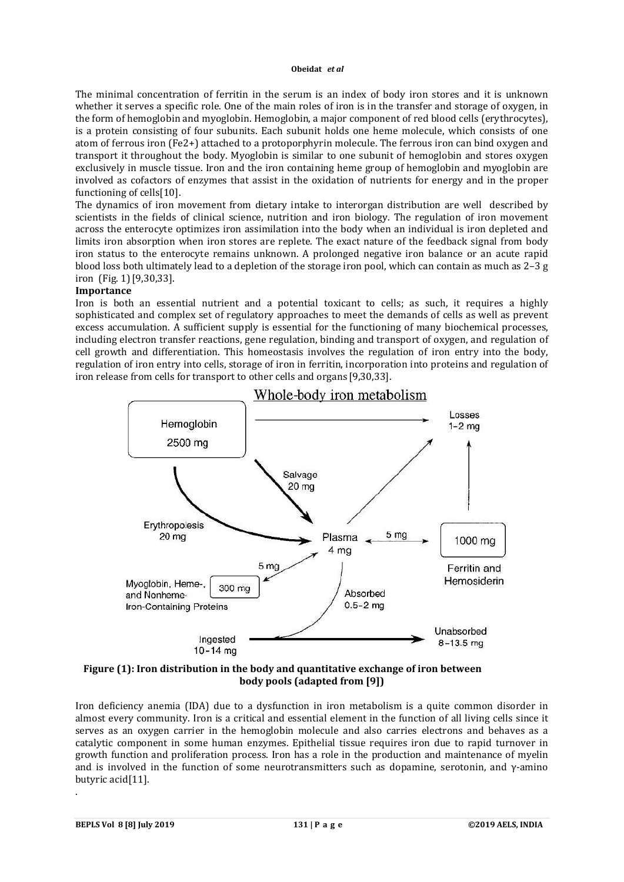The minimal concentration of ferritin in the serum is an index of body iron stores and it is unknown whether it serves a specific role. One of the main roles of iron is in the transfer and storage of oxygen, in the form of hemoglobin and myoglobin. Hemoglobin, a major component of red blood cells (erythrocytes), is a protein consisting of four subunits. Each subunit holds one heme molecule, which consists of one atom of ferrous iron ($Fe^{2+}$) attached to a protoporphyrin molecule. The ferrous iron can bind oxygen and transport it throughout the body. Myoglobin is similar to one subunit of hemoglobin and stores oxygen exclusively in muscle tissue. Iron and the iron containing heme group of hemoglobin and myoglobin are involved as cofactors of enzymes that assist in the oxidation of nutrients for energy and in the proper functioning of cells[10].

The dynamics of iron movement from dietary intake to interorgan distribution are well described by scientists in the fields of clinical science, nutrition and iron biology. The regulation of iron movement across the enterocyte optimizes iron assimilation into the body when an individual is iron depleted and limits iron absorption when iron stores are replete. The exact nature of the feedback signal from body iron status to the enterocyte remains unknown. A prolonged negative iron balance or an acute rapid blood loss both ultimately lead to a depletion of the storage iron pool, which can contain as much as 2–3 g iron (Fig. 1) [9,30,33].

**Importance**

Iron is both an essential nutrient and a potential toxicant to cells; as such, it requires a highly sophisticated and complex set of regulatory approaches to meet the demands of cells as well as prevent excess accumulation. A sufficient supply is essential for the functioning of many biochemical processes, including electron transfer reactions, gene regulation, binding and transport of oxygen, and regulation of cell growth and differentiation. This homeostasis involves the regulation of iron entry into the body, regulation of iron entry into cells, storage of iron in ferritin, incorporation into proteins and regulation of iron release from cells for transport to other cells and organs [9,30,33].

**Figure (1): Iron distribution in the body and quantitative exchange of iron between body pools (adapted from [9])**

Iron deficiency anemia (IDA) due to a dysfunction in iron metabolism is a quite common disorder in almost every community. Iron is a critical and essential element in the function of all living cells since it serves as an oxygen carrier in the hemoglobin molecule and also carries electrons and behaves as a catalytic component in some human enzymes. Epithelial tissue requires iron due to rapid turnover in growth function and proliferation process. Iron has a role in the production and maintenance of myelin and is involved in the function of some neurotransmitters such as dopamine, serotonin, and γ-amino butyric acid[11].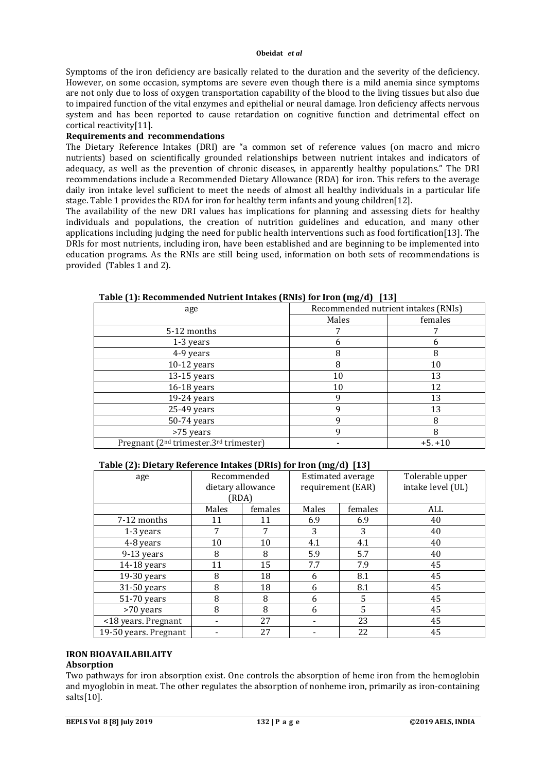Symptoms of the iron deficiency are basically related to the duration and the severity of the deficiency. However, on some occasion, symptoms are severe even though there is a mild anemia since symptoms are not only due to loss of oxygen transportation capability of the blood to the living tissues but also due to impaired function of the vital enzymes and epithelial or neural damage. Iron deficiency affects nervous system and has been reported to cause retardation on cognitive function and detrimental effect on cortical reactivity[11].

**Requirements and recommendations**

The Dietary Reference Intakes (DRI) are "a common set of reference values (on macro and micro nutrients) based on scientifically grounded relationships between nutrient intakes and indicators of adequacy, as well as the prevention of chronic diseases, in apparently healthy populations." The DRI recommendations include a Recommended Dietary Allowance (RDA) for iron. This refers to the average daily iron intake level sufficient to meet the needs of almost all healthy individuals in a particular life stage. Table 1 provides the RDA for iron for healthy term infants and young children[12].

The availability of the new DRI values has implications for planning and assessing diets for healthy individuals and populations, the creation of nutrition guidelines and education, and many other applications including judging the need for public health interventions such as food fortification[13]. The DRIs for most nutrients, including iron, have been established and are beginning to be implemented into education programs. As the RNIs are still being used, information on both sets of recommendations is provided (Tables 1 and 2).

**Table (1): Recommended Nutrient Intakes (RNIs) for Iron (mg/d) [13]**

| age | Recommended nutrient intakes (RNIs) | |
|---|---|---|
| | Males | females |
| 5-12 months | 7 | 7 |
| 1-3 years | 6 | 6 |
| 4-9 years | 8 | 8 |
| 10-12 years | 8 | 10 |
| 13-15 years | 10 | 13 |
| 16-18 years | 10 | 12 |
| 19-24 years | 9 | 13 |
| 25-49 years | 9 | 13 |
| 50-74 years | 9 | 8 |
| >75 years | 9 | 8 |
| Pregnant (2nd trimester.3rd trimester) | - | +5. +10 |

**Table (2): Dietary Reference Intakes (DRIs) for Iron (mg/d) [13]**

| age | Recommended dietary allowance (RDA) | | Estimated average requirement (EAR) | | Tolerable upper intake level (UL) |
|---|---|---|---|---|---|
| | Males | females | Males | females | ALL |
| 7-12 months | 11 | 11 | 6.9 | 6.9 | 40 |
| 1-3 years | 7 | 7 | 3 | 3 | 40 |
| 4-8 years | 10 | 10 | 4.1 | 4.1 | 40 |
| 9-13 years | 8 | 8 | 5.9 | 5.7 | 40 |
| 14-18 years | 11 | 15 | 7.7 | 7.9 | 45 |
| 19-30 years | 8 | 18 | 6 | 8.1 | 45 |
| 31-50 years | 8 | 18 | 6 | 8.1 | 45 |
| 51-70 years | 8 | 8 | 6 | 5 | 45 |
| >70 years | 8 | 8 | 6 | 5 | 45 |
| <18 years. Pregnant | - | 27 | - | 23 | 45 |
| 19-50 years. Pregnant | - | 27 | - | 22 | 45 |

## IRON BIOAVAILABILAITY

**Absorption**

Two pathways for iron absorption exist. One controls the absorption of heme iron from the hemoglobin and myoglobin in meat. The other regulates the absorption of nonheme iron, primarily as iron-containing salts[10].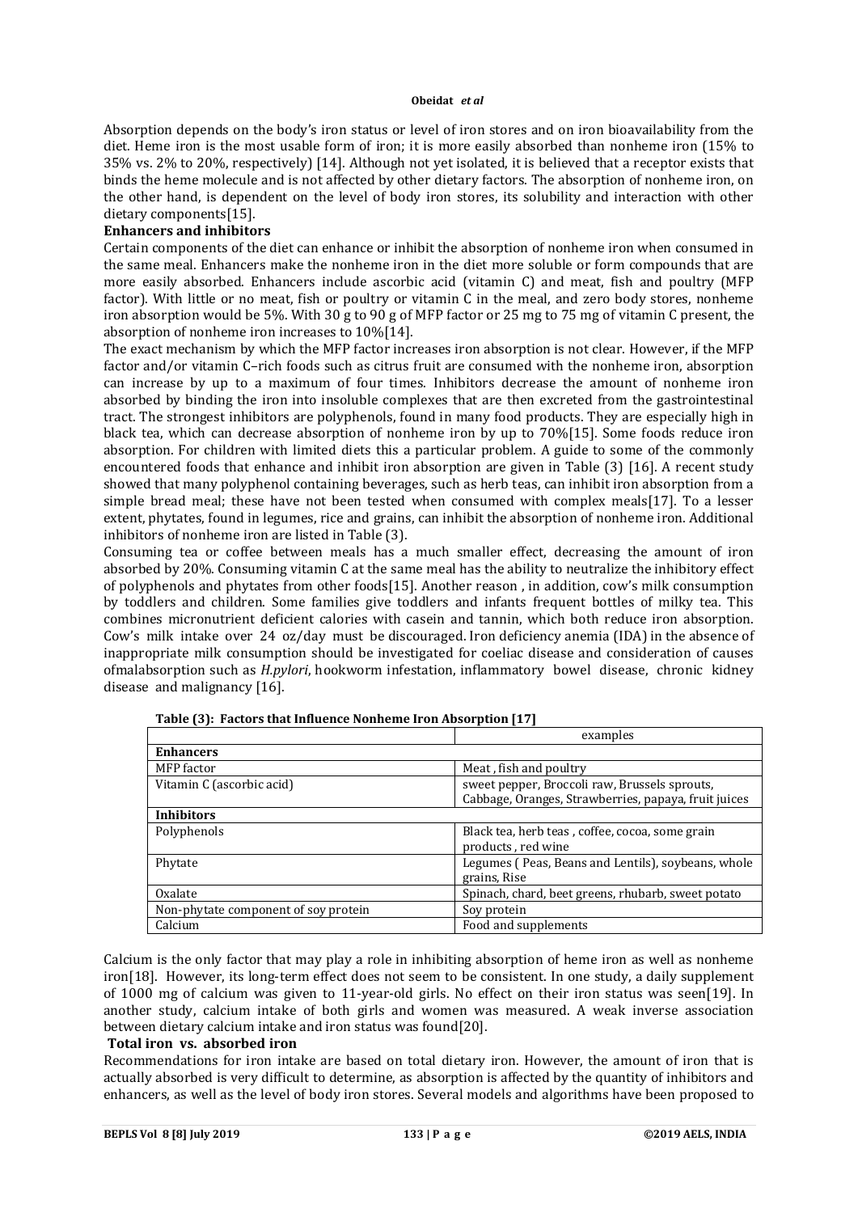Absorption depends on the body's iron status or level of iron stores and on iron bioavailability from the diet. Heme iron is the most usable form of iron; it is more easily absorbed than nonheme iron (15% to 35% vs. 2% to 20%, respectively) [14]. Although not yet isolated, it is believed that a receptor exists that binds the heme molecule and is not affected by other dietary factors. The absorption of nonheme iron, on the other hand, is dependent on the level of body iron stores, its solubility and interaction with other dietary components[15].

**Enhancers and inhibitors**

Certain components of the diet can enhance or inhibit the absorption of nonheme iron when consumed in the same meal. Enhancers make the nonheme iron in the diet more soluble or form compounds that are more easily absorbed. Enhancers include ascorbic acid (vitamin C) and meat, fish and poultry (MFP factor). With little or no meat, fish or poultry or vitamin C in the meal, and zero body stores, nonheme iron absorption would be 5%. With 30 g to 90 g of MFP factor or 25 mg to 75 mg of vitamin C present, the absorption of nonheme iron increases to 10%[14].

The exact mechanism by which the MFP factor increases iron absorption is not clear. However, if the MFP factor and/or vitamin C–rich foods such as citrus fruit are consumed with the nonheme iron, absorption can increase by up to a maximum of four times. Inhibitors decrease the amount of nonheme iron absorbed by binding the iron into insoluble complexes that are then excreted from the gastrointestinal tract. The strongest inhibitors are polyphenols, found in many food products. They are especially high in black tea, which can decrease absorption of nonheme iron by up to 70%[15]. Some foods reduce iron absorption. For children with limited diets this a particular problem. A guide to some of the commonly encountered foods that enhance and inhibit iron absorption are given in Table (3) [16]. A recent study showed that many polyphenol containing beverages, such as herb teas, can inhibit iron absorption from a simple bread meal; these have not been tested when consumed with complex meals[17]. To a lesser extent, phytates, found in legumes, rice and grains, can inhibit the absorption of nonheme iron. Additional inhibitors of nonheme iron are listed in Table (3).

Consuming tea or coffee between meals has a much smaller effect, decreasing the amount of iron absorbed by 20%. Consuming vitamin C at the same meal has the ability to neutralize the inhibitory effect of polyphenols and phytates from other foods[15]. Another reason , in addition, cow's milk consumption by toddlers and children. Some families give toddlers and infants frequent bottles of milky tea. This combines micronutrient deficient calories with casein and tannin, which both reduce iron absorption. Cow's milk intake over 24 oz/day must be discouraged. Iron deficiency anemia (IDA) in the absence of inappropriate milk consumption should be investigated for coeliac disease and consideration of causes ofmalabsorption such as *H.pylori*, hookworm infestation, inflammatory bowel disease, chronic kidney disease and malignancy [16].

**Table (3): Factors that Influence Nonheme Iron Absorption [17]**

| | examples |
|---|---|
| **Enhancers** | |
| MFP factor | Meat , fish and poultry |
| Vitamin C (ascorbic acid) | sweet pepper, Broccoli raw, Brussels sprouts, Cabbage, Oranges, Strawberries, papaya, fruit juices |
| **Inhibitors** | |
| Polyphenols | Black tea, herb teas , coffee, cocoa, some grain products , red wine |
| Phytate | Legumes ( Peas, Beans and Lentils), soybeans, whole grains, Rise |
| Oxalate | Spinach, chard, beet greens, rhubarb, sweet potato |
| Non-phytate component of soy protein | Soy protein |
| Calcium | Food and supplements |

Calcium is the only factor that may play a role in inhibiting absorption of heme iron as well as nonheme iron[18]. However, its long-term effect does not seem to be consistent. In one study, a daily supplement of 1000 mg of calcium was given to 11-year-old girls. No effect on their iron status was seen[19]. In another study, calcium intake of both girls and women was measured. A weak inverse association between dietary calcium intake and iron status was found[20].

**Total iron vs. absorbed iron**

Recommendations for iron intake are based on total dietary iron. However, the amount of iron that is actually absorbed is very difficult to determine, as absorption is affected by the quantity of inhibitors and enhancers, as well as the level of body iron stores. Several models and algorithms have been proposed to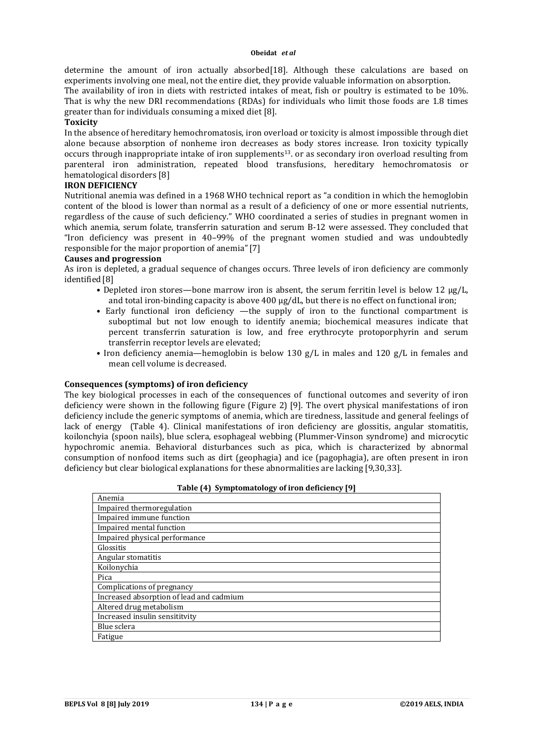determine the amount of iron actually absorbed[18]. Although these calculations are based on experiments involving one meal, not the entire diet, they provide valuable information on absorption.

The availability of iron in diets with restricted intakes of meat, fish or poultry is estimated to be 10%. That is why the new DRI recommendations (RDAs) for individuals who limit those foods are 1.8 times greater than for individuals consuming a mixed diet [8].

### Toxicity

In the absence of hereditary hemochromatosis, iron overload or toxicity is almost impossible through diet alone because absorption of nonheme iron decreases as body stores increase. Iron toxicity typically occurs through inappropriate intake of iron supplements[13]. or as secondary iron overload resulting from parenteral iron administration, repeated blood transfusions, hereditary hemochromatosis or hematological disorders [8]

## IRON DEFICIENCY

Nutritional anemia was defined in a 1968 WHO technical report as "a condition in which the hemoglobin content of the blood is lower than normal as a result of a deficiency of one or more essential nutrients, regardless of the cause of such deficiency." WHO coordinated a series of studies in pregnant women in which anemia, serum folate, transferrin saturation and serum B-12 were assessed. They concluded that "Iron deficiency was present in 40–99% of the pregnant women studied and was undoubtedly responsible for the major proportion of anemia" [7]

### Causes and progression

As iron is depleted, a gradual sequence of changes occurs. Three levels of iron deficiency are commonly identified [8]

- Depleted iron stores—bone marrow iron is absent, the serum ferritin level is below 12 μg/L, and total iron-binding capacity is above 400 μg/dL, but there is no effect on functional iron;
- Early functional iron deficiency —the supply of iron to the functional compartment is suboptimal but not low enough to identify anemia; biochemical measures indicate that percent transferrin saturation is low, and free erythrocyte protoporphyrin and serum transferrin receptor levels are elevated;
- Iron deficiency anemia—hemoglobin is below 130 g/L in males and 120 g/L in females and mean cell volume is decreased.

### Consequences (symptoms) of iron deficiency

The key biological processes in each of the consequences of functional outcomes and severity of iron deficiency were shown in the following figure (Figure 2) [9]. The overt physical manifestations of iron deficiency include the generic symptoms of anemia, which are tiredness, lassitude and general feelings of lack of energy (Table 4). Clinical manifestations of iron deficiency are glossitis, angular stomatitis, koilonchyia (spoon nails), blue sclera, esophageal webbing (Plummer-Vinson syndrome) and microcytic hypochromic anemia. Behavioral disturbances such as pica, which is characterized by abnormal consumption of nonfood items such as dirt (geophagia) and ice (pagophagia), are often present in iron deficiency but clear biological explanations for these abnormalities are lacking [9,30,33].

**Table (4) Symptomatology of iron deficiency [9]**

| Symptom |
|---|
| Anemia |
| Impaired thermoregulation |
| Impaired immune function |
| Impaired mental function |
| Impaired physical performance |
| Glossitis |
| Angular stomatitis |
| Koilonychia |
| Pica |
| Complications of pregnancy |
| Increased absorption of lead and cadmium |
| Altered drug metabolism |
| Increased insulin sensititvity |
| Blue sclera |
| Fatigue |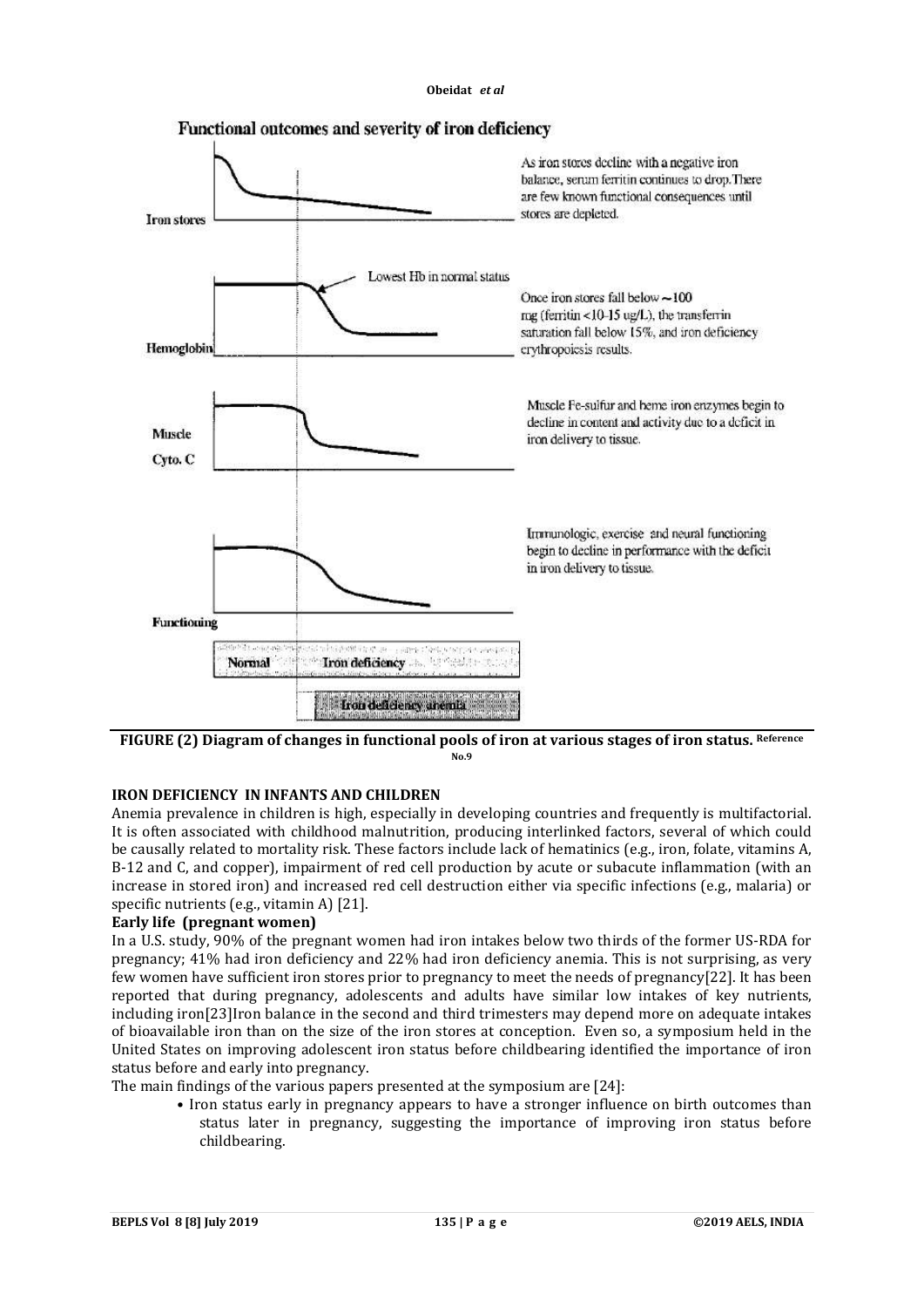Functional outcomes and severity of iron deficiency

Iron stores

As iron stores decline with a negative iron balance, serum ferritin continues to drop. There are few known functional consequences until stores are depleted.

Lowest Hb in normal status

Hemoglobin

Once iron stores fall below ~100 mg (ferritin <10-15 ug/L), the transferrin saturation fall below 15%, and iron deficiency erythropoiesis results.

Muscle Cyto. C

Muscle Fe-sulfur and heme iron enzymes begin to decline in content and activity due to a deficit in iron delivery to tissue.

Functioning

Immunologic, exercise and neural functioning begin to decline in performance with the deficit in iron delivery to tissue.

Normal | Iron deficiency

Iron deficiency anemia

**FIGURE (2) Diagram of changes in functional pools of iron at various stages of iron status.** Reference No.9

## IRON DEFICIENCY IN INFANTS AND CHILDREN

Anemia prevalence in children is high, especially in developing countries and frequently is multifactorial. It is often associated with childhood malnutrition, producing interlinked factors, several of which could be causally related to mortality risk. These factors include lack of hematinics (e.g., iron, folate, vitamins A, B-12 and C, and copper), impairment of red cell production by acute or subacute inflammation (with an increase in stored iron) and increased red cell destruction either via specific infections (e.g., malaria) or specific nutrients (e.g., vitamin A) [21].

### Early life (pregnant women)

In a U.S. study, 90% of the pregnant women had iron intakes below two thirds of the former US-RDA for pregnancy; 41% had iron deficiency and 22% had iron deficiency anemia. This is not surprising, as very few women have sufficient iron stores prior to pregnancy to meet the needs of pregnancy[22]. It has been reported that during pregnancy, adolescents and adults have similar low intakes of key nutrients, including iron[23]Iron balance in the second and third trimesters may depend more on adequate intakes of bioavailable iron than on the size of the iron stores at conception. Even so, a symposium held in the United States on improving adolescent iron status before childbearing identified the importance of iron status before and early into pregnancy.

The main findings of the various papers presented at the symposium are [24]:

- Iron status early in pregnancy appears to have a stronger influence on birth outcomes than status later in pregnancy, suggesting the importance of improving iron status before childbearing.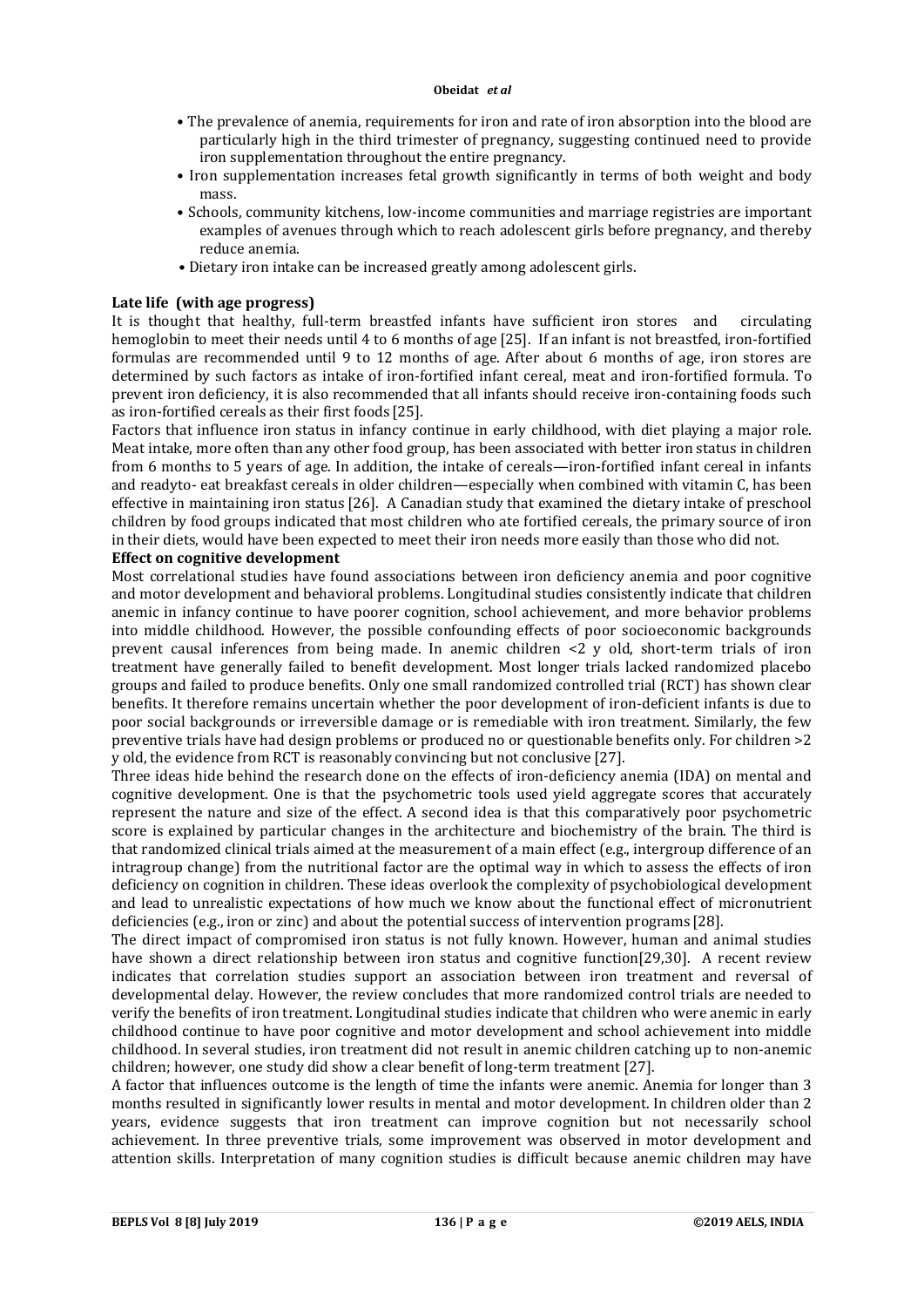- The prevalence of anemia, requirements for iron and rate of iron absorption into the blood are particularly high in the third trimester of pregnancy, suggesting continued need to provide iron supplementation throughout the entire pregnancy.
- Iron supplementation increases fetal growth significantly in terms of both weight and body mass.
- Schools, community kitchens, low-income communities and marriage registries are important examples of avenues through which to reach adolescent girls before pregnancy, and thereby reduce anemia.
- Dietary iron intake can be increased greatly among adolescent girls.

**Late life (with age progress)**

It is thought that healthy, full-term breastfed infants have sufficient iron stores and circulating hemoglobin to meet their needs until 4 to 6 months of age [25]. If an infant is not breastfed, iron-fortified formulas are recommended until 9 to 12 months of age. After about 6 months of age, iron stores are determined by such factors as intake of iron-fortified infant cereal, meat and iron-fortified formula. To prevent iron deficiency, it is also recommended that all infants should receive iron-containing foods such as iron-fortified cereals as their first foods [25].

Factors that influence iron status in infancy continue in early childhood, with diet playing a major role. Meat intake, more often than any other food group, has been associated with better iron status in children from 6 months to 5 years of age. In addition, the intake of cereals—iron-fortified infant cereal in infants and readyto- eat breakfast cereals in older children—especially when combined with vitamin C, has been effective in maintaining iron status [26]. A Canadian study that examined the dietary intake of preschool children by food groups indicated that most children who ate fortified cereals, the primary source of iron in their diets, would have been expected to meet their iron needs more easily than those who did not.

**Effect on cognitive development**

Most correlational studies have found associations between iron deficiency anemia and poor cognitive and motor development and behavioral problems. Longitudinal studies consistently indicate that children anemic in infancy continue to have poorer cognition, school achievement, and more behavior problems into middle childhood. However, the possible confounding effects of poor socioeconomic backgrounds prevent causal inferences from being made. In anemic children <2 y old, short-term trials of iron treatment have generally failed to benefit development. Most longer trials lacked randomized placebo groups and failed to produce benefits. Only one small randomized controlled trial (RCT) has shown clear benefits. It therefore remains uncertain whether the poor development of iron-deficient infants is due to poor social backgrounds or irreversible damage or is remediable with iron treatment. Similarly, the few preventive trials have had design problems or produced no or questionable benefits only. For children >2 y old, the evidence from RCT is reasonably convincing but not conclusive [27].

Three ideas hide behind the research done on the effects of iron-deficiency anemia (IDA) on mental and cognitive development. One is that the psychometric tools used yield aggregate scores that accurately represent the nature and size of the effect. A second idea is that this comparatively poor psychometric score is explained by particular changes in the architecture and biochemistry of the brain. The third is that randomized clinical trials aimed at the measurement of a main effect (e.g., intergroup difference of an intragroup change) from the nutritional factor are the optimal way in which to assess the effects of iron deficiency on cognition in children. These ideas overlook the complexity of psychobiological development and lead to unrealistic expectations of how much we know about the functional effect of micronutrient deficiencies (e.g., iron or zinc) and about the potential success of intervention programs [28].

The direct impact of compromised iron status is not fully known. However, human and animal studies have shown a direct relationship between iron status and cognitive function[29,30]. A recent review indicates that correlation studies support an association between iron treatment and reversal of developmental delay. However, the review concludes that more randomized control trials are needed to verify the benefits of iron treatment. Longitudinal studies indicate that children who were anemic in early childhood continue to have poor cognitive and motor development and school achievement into middle childhood. In several studies, iron treatment did not result in anemic children catching up to non-anemic children; however, one study did show a clear benefit of long-term treatment [27].

A factor that influences outcome is the length of time the infants were anemic. Anemia for longer than 3 months resulted in significantly lower results in mental and motor development. In children older than 2 years, evidence suggests that iron treatment can improve cognition but not necessarily school achievement. In three preventive trials, some improvement was observed in motor development and attention skills. Interpretation of many cognition studies is difficult because anemic children may have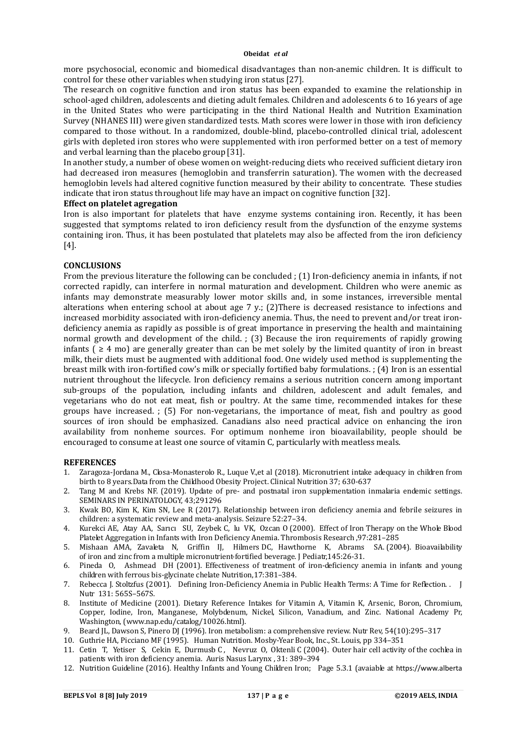more psychosocial, economic and biomedical disadvantages than non-anemic children. It is difficult to control for these other variables when studying iron status [27].

The research on cognitive function and iron status has been expanded to examine the relationship in school-aged children, adolescents and dieting adult females. Children and adolescents 6 to 16 years of age in the United States who were participating in the third National Health and Nutrition Examination Survey (NHANES III) were given standardized tests. Math scores were lower in those with iron deficiency compared to those without. In a randomized, double-blind, placebo-controlled clinical trial, adolescent girls with depleted iron stores who were supplemented with iron performed better on a test of memory and verbal learning than the placebo group [31].

In another study, a number of obese women on weight-reducing diets who received sufficient dietary iron had decreased iron measures (hemoglobin and transferrin saturation). The women with the decreased hemoglobin levels had altered cognitive function measured by their ability to concentrate. These studies indicate that iron status throughout life may have an impact on cognitive function [32].

**Effect on platelet agregation**

Iron is also important for platelets that have enzyme systems containing iron. Recently, it has been suggested that symptoms related to iron deficiency result from the dysfunction of the enzyme systems containing iron. Thus, it has been postulated that platelets may also be affected from the iron deficiency [4].

## CONCLUSIONS

From the previous literature the following can be concluded ; (1) Iron-deficiency anemia in infants, if not corrected rapidly, can interfere in normal maturation and development. Children who were anemic as infants may demonstrate measurably lower motor skills and, in some instances, irreversible mental alterations when entering school at about age 7 y.; (2)There is decreased resistance to infections and increased morbidity associated with iron-deficiency anemia. Thus, the need to prevent and/or treat iron-deficiency anemia as rapidly as possible is of great importance in preserving the health and maintaining normal growth and development of the child. ; (3) Because the iron requirements of rapidly growing infants ( $\geq$ 4 mo) are generally greater than can be met solely by the limited quantity of iron in breast milk, their diets must be augmented with additional food. One widely used method is supplementing the breast milk with iron-fortified cow's milk or specially fortified baby formulations. ; (4) Iron is an essential nutrient throughout the lifecycle. Iron deficiency remains a serious nutrition concern among important sub-groups of the population, including infants and children, adolescent and adult females, and vegetarians who do not eat meat, fish or poultry. At the same time, recommended intakes for these groups have increased. ; (5) For non-vegetarians, the importance of meat, fish and poultry as good sources of iron should be emphasized. Canadians also need practical advice on enhancing the iron availability from nonheme sources. For optimum nonheme iron bioavailability, people should be encouraged to consume at least one source of vitamin C, particularly with meatless meals.

## REFERENCES

1. Zaragoza-Jordana M., Closa-Monasterolo R., Luque V.,et al (2018). Micronutrient intake adequacy in children from birth to 8 years.Data from the Childhood Obesity Project. Clinical Nutrition 37; 630-637
2. Tang M and Krebs NF. (2019). Update of pre- and postnatal iron supplementation inmalaria endemic settings. SEMINARS IN PERINATOLOGY, 43;291296
3. Kwak BO, Kim K, Kim SN, Lee R (2017). Relationship between iron deficiency anemia and febrile seizures in children: a systematic review and meta-analysis. Seizure 52:27–34.
4. Kurekci AE, Atay AA, Sarıcı SU, Zeybek C, lu VK, Ozcan O (2000). Effect of Iron Therapy on the Whole Blood Platelet Aggregation in Infants with Iron Deficiency Anemia. Thrombosis Research ,97:281–285
5. Mishaan AMA, Zavaleta N, Griffin IJ, Hilmers DC, Hawthorne K, Abrams SA. (2004). Bioavailability of iron and zinc from a multiple micronutrient-fortified beverage. J Pediatr,145:26-31.
6. Pineda O, Ashmead DH (2001). Effectiveness of treatment of iron-deficiency anemia in infants and young children with ferrous bis-glycinate chelate Nutrition,17:381–384.
7. Rebecca J. Stoltzfus (2001). Defining Iron-Deficiency Anemia in Public Health Terms: A Time for Reflection. . J Nutr 131: 565S–567S.
8. Institute of Medicine (2001). Dietary Reference Intakes for Vitamin A, Vitamin K, Arsenic, Boron, Chromium, Copper, Iodine, Iron, Manganese, Molybdenum, Nickel, Silicon, Vanadium, and Zinc. National Academy Pr, Washington, (www.nap.edu/catalog/10026.html).
9. Beard JL, Dawson S, Pinero DJ (1996). Iron metabolism: a comprehensive review. Nutr Rev, 54(10):295–317
10. Guthrie HA, Picciano MF (1995). Human Nutrition. Mosby-Year Book, Inc., St. Louis, pp 334–351
11. Cetin T, Yetiser S, Cekin E, Durmusb C , Nevruz O, Oktenli C (2004). Outer hair cell activity of the cochlea in patients with iron deficiency anemia. Auris Nasus Larynx , 31: 389–394
12. Nutrition Guideline (2016). Healthy Infants and Young Children Iron; Page 5.3.1 (avaiable at https://www.alberta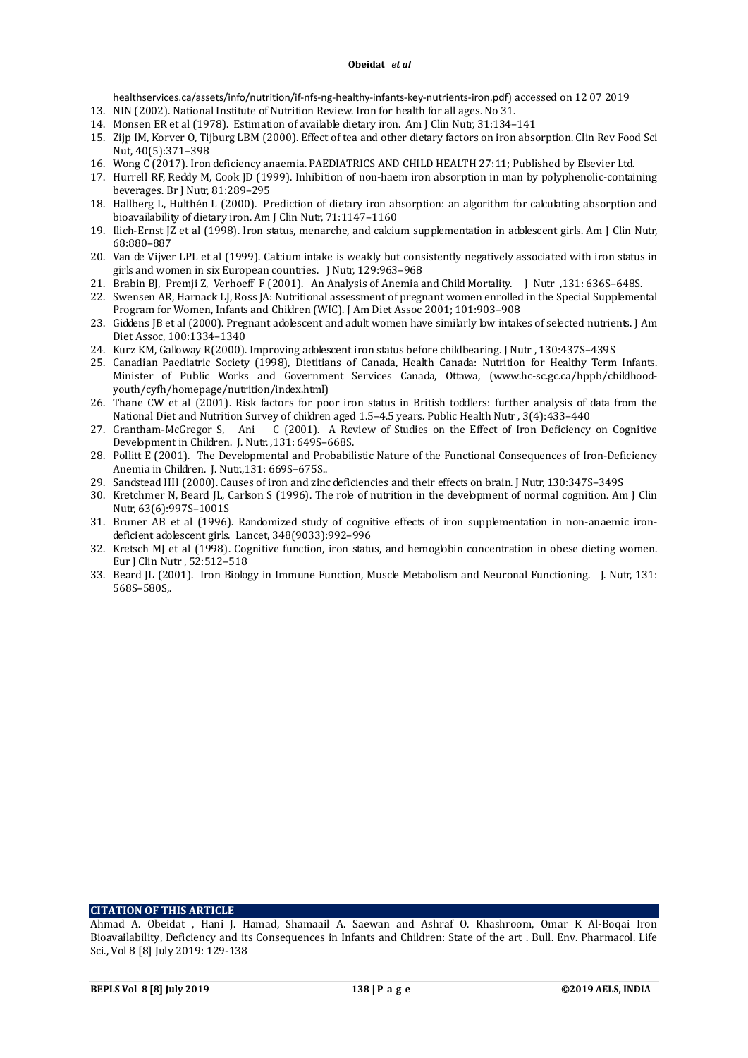healthservices.ca/assets/info/nutrition/if-nfs-ng-healthy-infants-key-nutrients-iron.pdf) accessed on 12 07 2019

13. NIN (2002). National Institute of Nutrition Review. Iron for health for all ages. No 31.
14. Monsen ER et al (1978). Estimation of available dietary iron. Am J Clin Nutr, 31:134–141
15. Zijp IM, Korver O, Tijburg LBM (2000). Effect of tea and other dietary factors on iron absorption. Clin Rev Food Sci Nut, 40(5):371–398
16. Wong C (2017). Iron deficiency anaemia. PAEDIATRICS AND CHILD HEALTH 27:11; Published by Elsevier Ltd.
17. Hurrell RF, Reddy M, Cook JD (1999). Inhibition of non-haem iron absorption in man by polyphenolic-containing beverages. Br J Nutr, 81:289–295
18. Hallberg L, Hulthén L (2000). Prediction of dietary iron absorption: an algorithm for calculating absorption and bioavailability of dietary iron. Am J Clin Nutr, 71:1147–1160
19. Ilich-Ernst JZ et al (1998). Iron status, menarche, and calcium supplementation in adolescent girls. Am J Clin Nutr, 68:880–887
20. Van de Vijver LPL et al (1999). Calcium intake is weakly but consistently negatively associated with iron status in girls and women in six European countries. J Nutr, 129:963–968
21. Brabin BJ, Premji Z, Verhoeff F (2001). An Analysis of Anemia and Child Mortality. J Nutr ,131: 636S–648S.
22. Swensen AR, Harnack LJ, Ross JA: Nutritional assessment of pregnant women enrolled in the Special Supplemental Program for Women, Infants and Children (WIC). J Am Diet Assoc 2001; 101:903–908
23. Giddens JB et al (2000). Pregnant adolescent and adult women have similarly low intakes of selected nutrients. J Am Diet Assoc, 100:1334–1340
24. Kurz KM, Galloway R(2000). Improving adolescent iron status before childbearing. J Nutr , 130:437S–439S
25. Canadian Paediatric Society (1998), Dietitians of Canada, Health Canada: Nutrition for Healthy Term Infants. Minister of Public Works and Government Services Canada, Ottawa, (www.hc-sc.gc.ca/hppb/childhood-youth/cyfh/homepage/nutrition/index.html)
26. Thane CW et al (2001). Risk factors for poor iron status in British toddlers: further analysis of data from the National Diet and Nutrition Survey of children aged 1.5–4.5 years. Public Health Nutr , 3(4):433–440
27. Grantham-McGregor S, Ani C (2001). A Review of Studies on the Effect of Iron Deficiency on Cognitive Development in Children. J. Nutr. ,131: 649S–668S.
28. Pollitt E (2001). The Developmental and Probabilistic Nature of the Functional Consequences of Iron-Deficiency Anemia in Children. J. Nutr.,131: 669S–675S..
29. Sandstead HH (2000). Causes of iron and zinc deficiencies and their effects on brain. J Nutr, 130:347S–349S
30. Kretchmer N, Beard JL, Carlson S (1996). The role of nutrition in the development of normal cognition. Am J Clin Nutr, 63(6):997S–1001S
31. Bruner AB et al (1996). Randomized study of cognitive effects of iron supplementation in non-anaemic iron-deficient adolescent girls. Lancet, 348(9033):992–996
32. Kretsch MJ et al (1998). Cognitive function, iron status, and hemoglobin concentration in obese dieting women. Eur J Clin Nutr , 52:512–518
33. Beard JL (2001). Iron Biology in Immune Function, Muscle Metabolism and Neuronal Functioning. J. Nutr, 131: 568S–580S,.

**CITATION OF THIS ARTICLE**

Ahmad A. Obeidat , Hani J. Hamad, Shamaail A. Saewan and Ashraf O. Khashroom, Omar K Al-Boqai Iron Bioavailability, Deficiency and its Consequences in Infants and Children: State of the art . Bull. Env. Pharmacol. Life Sci., Vol 8 [8] July 2019: 129-138